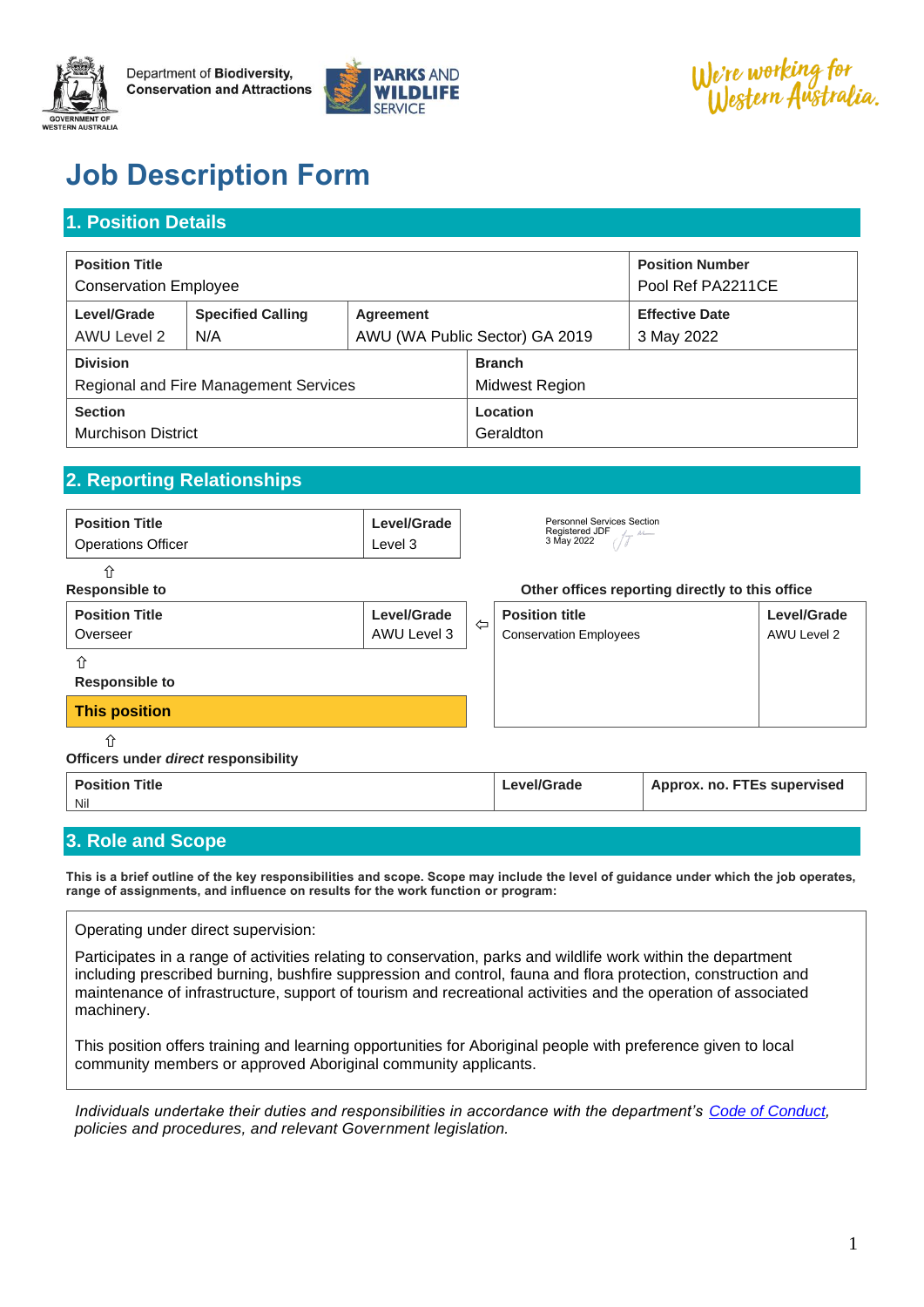Department of **Biodiversity, Conservation and Attractions**

PARKS AND WILDLIFE SERVICE

We're working for Western Australia.

# Job Description Form

## 1. Position Details

| **Position Title** | | | **Position Number** |
|---|---|---|---|
| Conservation Employee | | | Pool Ref PA2211CE |
| **Level/Grade** AWU Level 2 | **Specified Calling** N/A | **Agreement** AWU (WA Public Sector) GA 2019 | **Effective Date** 3 May 2022 |
| **Division** Regional and Fire Management Services | | **Branch** Midwest Region | |
| **Section** Murchison District | | **Location** Geraldton | |

## 2. Reporting Relationships

Personnel Services Section
Registered JDF
3 May 2022

| **Position Title** | **Level/Grade** |
|---|---|
| Operations Officer | Level 3 |

⇧

**Responsible to**

| **Position Title** | **Level/Grade** |
|---|---|
| Overseer | AWU Level 3 |

⇧

**Responsible to**

**This position**

⇧

**Officers under *direct* responsibility**

| **Position Title** | **Level/Grade** | **Approx. no. FTEs supervised** |
|---|---|---|
| Nil | | |

**Other offices reporting directly to this office**

| **Position title** | **Level/Grade** |
|---|---|
| Conservation Employees | AWU Level 2 |

## 3. Role and Scope

**This is a brief outline of the key responsibilities and scope. Scope may include the level of guidance under which the job operates, range of assignments, and influence on results for the work function or program:**

Operating under direct supervision:

Participates in a range of activities relating to conservation, parks and wildlife work within the department including prescribed burning, bushfire suppression and control, fauna and flora protection, construction and maintenance of infrastructure, support of tourism and recreational activities and the operation of associated machinery.

This position offers training and learning opportunities for Aboriginal people with preference given to local community members or approved Aboriginal community applicants.

*Individuals undertake their duties and responsibilities in accordance with the department's Code of Conduct, policies and procedures, and relevant Government legislation.*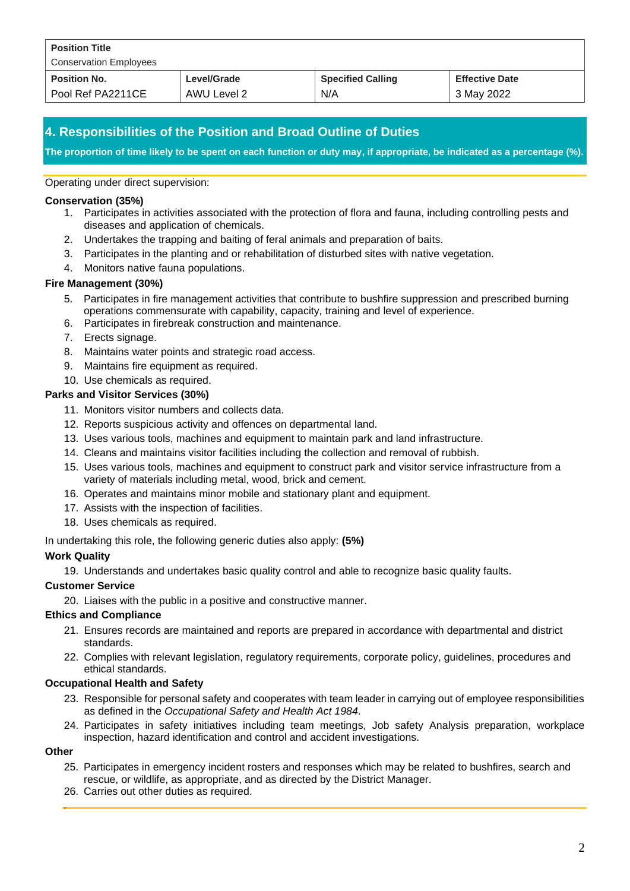| Position Title | | | |
|---|---|---|---|
| Conservation Employees | | | |
| **Position No.** | **Level/Grade** | **Specified Calling** | **Effective Date** |
| Pool Ref PA2211CE | AWU Level 2 | N/A | 3 May 2022 |

## 4. Responsibilities of the Position and Broad Outline of Duties

**The proportion of time likely to be spent on each function or duty may, if appropriate, be indicated as a percentage (%).**

Operating under direct supervision:

**Conservation (35%)**

1. Participates in activities associated with the protection of flora and fauna, including controlling pests and diseases and application of chemicals.
2. Undertakes the trapping and baiting of feral animals and preparation of baits.
3. Participates in the planting and or rehabilitation of disturbed sites with native vegetation.
4. Monitors native fauna populations.

**Fire Management (30%)**

5. Participates in fire management activities that contribute to bushfire suppression and prescribed burning operations commensurate with capability, capacity, training and level of experience.
6. Participates in firebreak construction and maintenance.
7. Erects signage.
8. Maintains water points and strategic road access.
9. Maintains fire equipment as required.
10. Use chemicals as required.

**Parks and Visitor Services (30%)**

11. Monitors visitor numbers and collects data.
12. Reports suspicious activity and offences on departmental land.
13. Uses various tools, machines and equipment to maintain park and land infrastructure.
14. Cleans and maintains visitor facilities including the collection and removal of rubbish.
15. Uses various tools, machines and equipment to construct park and visitor service infrastructure from a variety of materials including metal, wood, brick and cement.
16. Operates and maintains minor mobile and stationary plant and equipment.
17. Assists with the inspection of facilities.
18. Uses chemicals as required.

In undertaking this role, the following generic duties also apply: **(5%)**

**Work Quality**

19. Understands and undertakes basic quality control and able to recognize basic quality faults.

**Customer Service**

20. Liaises with the public in a positive and constructive manner.

**Ethics and Compliance**

21. Ensures records are maintained and reports are prepared in accordance with departmental and district standards.
22. Complies with relevant legislation, regulatory requirements, corporate policy, guidelines, procedures and ethical standards.

**Occupational Health and Safety**

23. Responsible for personal safety and cooperates with team leader in carrying out of employee responsibilities as defined in the *Occupational Safety and Health Act 1984*.
24. Participates in safety initiatives including team meetings, Job safety Analysis preparation, workplace inspection, hazard identification and control and accident investigations.

**Other**

25. Participates in emergency incident rosters and responses which may be related to bushfires, search and rescue, or wildlife, as appropriate, and as directed by the District Manager.
26. Carries out other duties as required.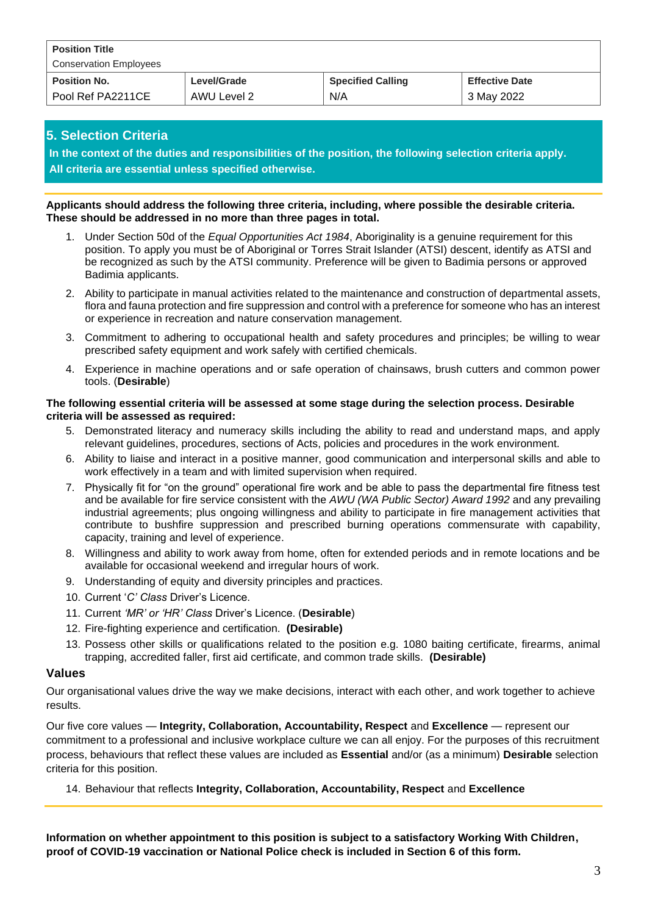| Position Title | | | |
|---|---|---|---|
| Conservation Employees | | | |
| **Position No.** | **Level/Grade** | **Specified Calling** | **Effective Date** |
| Pool Ref PA2211CE | AWU Level 2 | N/A | 3 May 2022 |

## 5. Selection Criteria

**In the context of the duties and responsibilities of the position, the following selection criteria apply. All criteria are essential unless specified otherwise.**

**Applicants should address the following three criteria, including, where possible the desirable criteria. These should be addressed in no more than three pages in total.**

1. Under Section 50d of the *Equal Opportunities Act 1984*, Aboriginality is a genuine requirement for this position. To apply you must be of Aboriginal or Torres Strait Islander (ATSI) descent, identify as ATSI and be recognized as such by the ATSI community. Preference will be given to Badimia persons or approved Badimia applicants.
2. Ability to participate in manual activities related to the maintenance and construction of departmental assets, flora and fauna protection and fire suppression and control with a preference for someone who has an interest or experience in recreation and nature conservation management.
3. Commitment to adhering to occupational health and safety procedures and principles; be willing to wear prescribed safety equipment and work safely with certified chemicals.
4. Experience in machine operations and or safe operation of chainsaws, brush cutters and common power tools. (**Desirable**)

**The following essential criteria will be assessed at some stage during the selection process. Desirable criteria will be assessed as required:**

5. Demonstrated literacy and numeracy skills including the ability to read and understand maps, and apply relevant guidelines, procedures, sections of Acts, policies and procedures in the work environment.
6. Ability to liaise and interact in a positive manner, good communication and interpersonal skills and able to work effectively in a team and with limited supervision when required.
7. Physically fit for "on the ground" operational fire work and be able to pass the departmental fire fitness test and be available for fire service consistent with the *AWU (WA Public Sector) Award 1992* and any prevailing industrial agreements; plus ongoing willingness and ability to participate in fire management activities that contribute to bushfire suppression and prescribed burning operations commensurate with capability, capacity, training and level of experience.
8. Willingness and ability to work away from home, often for extended periods and in remote locations and be available for occasional weekend and irregular hours of work.
9. Understanding of equity and diversity principles and practices.
10. Current '*C' Class* Driver's Licence.
11. Current *'MR' or 'HR' Class* Driver's Licence. (**Desirable**)
12. Fire-fighting experience and certification. **(Desirable)**
13. Possess other skills or qualifications related to the position e.g. 1080 baiting certificate, firearms, animal trapping, accredited faller, first aid certificate, and common trade skills. **(Desirable)**

### Values

Our organisational values drive the way we make decisions, interact with each other, and work together to achieve results.

Our five core values — **Integrity, Collaboration, Accountability, Respect** and **Excellence** — represent our commitment to a professional and inclusive workplace culture we can all enjoy. For the purposes of this recruitment process, behaviours that reflect these values are included as **Essential** and/or (as a minimum) **Desirable** selection criteria for this position.

14. Behaviour that reflects **Integrity, Collaboration, Accountability, Respect** and **Excellence**

**Information on whether appointment to this position is subject to a satisfactory Working With Children, proof of COVID-19 vaccination or National Police check is included in Section 6 of this form.**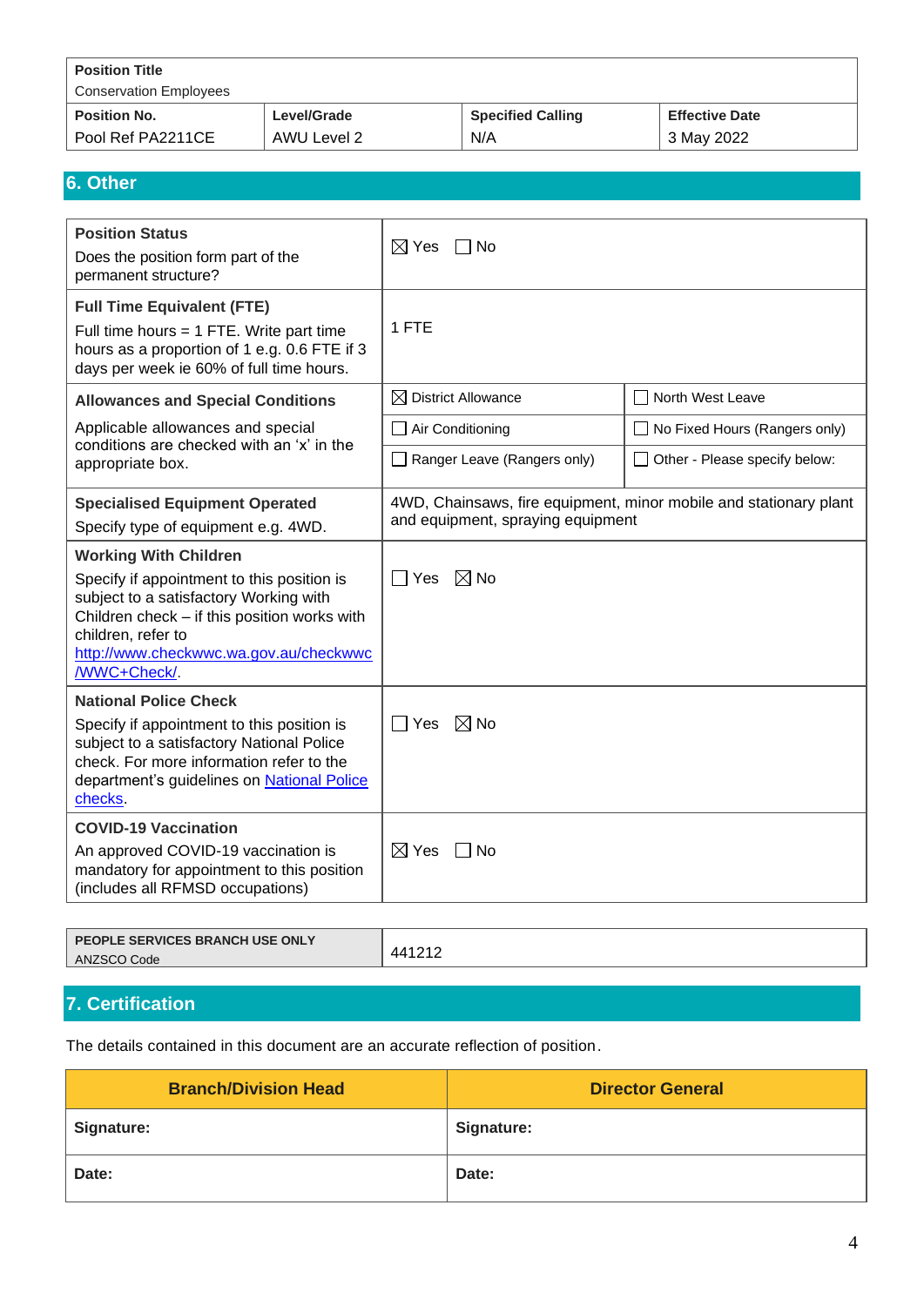| Position Title | | | |
|---|---|---|---|
| Conservation Employees | | | |
| **Position No.** | **Level/Grade** | **Specified Calling** | **Effective Date** |
| Pool Ref PA2211CE | AWU Level 2 | N/A | 3 May 2022 |

## 6. Other

| | | |
|---|---|---|
| **Position Status**<br>Does the position form part of the permanent structure? | ☒ Yes ☐ No | |
| **Full Time Equivalent (FTE)**<br>Full time hours = 1 FTE. Write part time hours as a proportion of 1 e.g. 0.6 FTE if 3 days per week ie 60% of full time hours. | 1 FTE | |
| **Allowances and Special Conditions**<br>Applicable allowances and special conditions are checked with an 'x' in the appropriate box. | ☒ District Allowance<br>☐ Air Conditioning<br>☐ Ranger Leave (Rangers only) | ☐ North West Leave<br>☐ No Fixed Hours (Rangers only)<br>☐ Other - Please specify below: |
| **Specialised Equipment Operated**<br>Specify type of equipment e.g. 4WD. | 4WD, Chainsaws, fire equipment, minor mobile and stationary plant and equipment, spraying equipment | |
| **Working With Children**<br>Specify if appointment to this position is subject to a satisfactory Working with Children check – if this position works with children, refer to [http://www.checkwwc.wa.gov.au/checkwwc/WWC+Check/](http://www.checkwwc.wa.gov.au/checkwwc/WWC+Check/). | ☐ Yes ☒ No | |
| **National Police Check**<br>Specify if appointment to this position is subject to a satisfactory National Police check. For more information refer to the department's guidelines on National Police checks. | ☐ Yes ☒ No | |
| **COVID-19 Vaccination**<br>An approved COVID-19 vaccination is mandatory for appointment to this position (includes all RFMSD occupations) | ☒ Yes ☐ No | |

| | |
|---|---|
| **PEOPLE SERVICES BRANCH USE ONLY**<br>ANZSCO Code | 441212 |

## 7. Certification

The details contained in this document are an accurate reflection of position.

| Branch/Division Head | Director General |
|---|---|
| **Signature:** | **Signature:** |
| **Date:** | **Date:** |